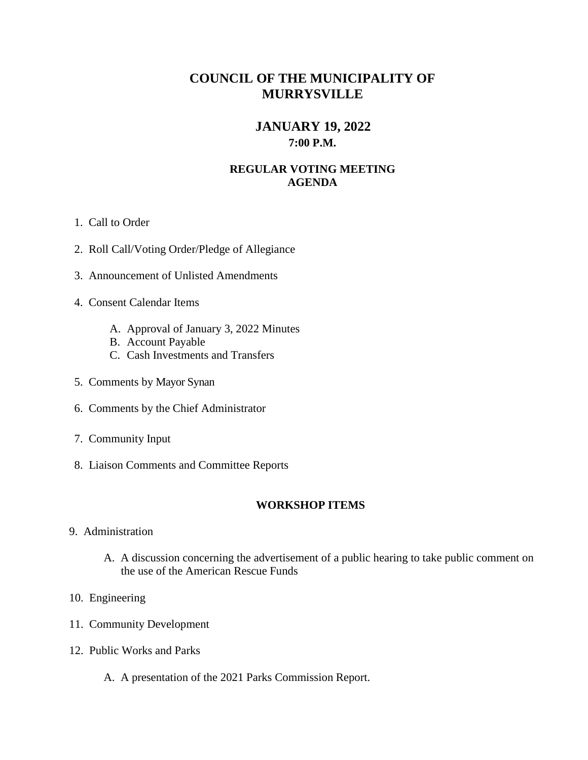# COUNCIL OF THE MUNICIPALITY OF MURRYSVILLE

## JANUARY 19, 2022

**7:00 P.M.**

**REGULAR VOTING MEETING AGENDA**

1. Call to Order
2. Roll Call/Voting Order/Pledge of Allegiance
3. Announcement of Unlisted Amendments
4. Consent Calendar Items

   A. Approval of January 3, 2022 Minutes
   B. Account Payable
   C. Cash Investments and Transfers

5. Comments by Mayor Synan
6. Comments by the Chief Administrator
7. Community Input
8. Liaison Comments and Committee Reports

**WORKSHOP ITEMS**

9. Administration

   A. A discussion concerning the advertisement of a public hearing to take public comment on the use of the American Rescue Funds

10. Engineering
11. Community Development
12. Public Works and Parks

    A. A presentation of the 2021 Parks Commission Report.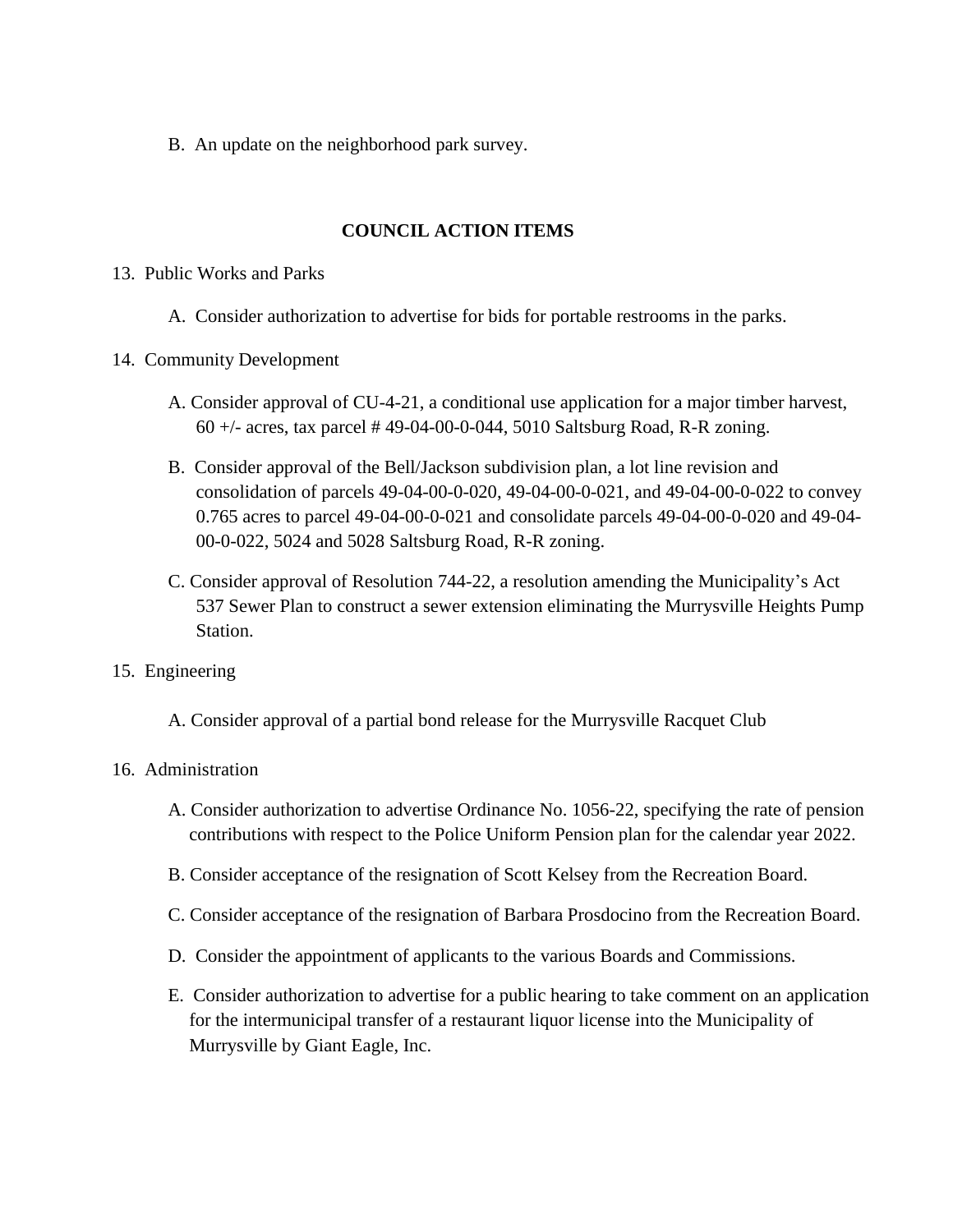B. An update on the neighborhood park survey.

## COUNCIL ACTION ITEMS

13. Public Works and Parks

    A. Consider authorization to advertise for bids for portable restrooms in the parks.

14. Community Development

    A. Consider approval of CU-4-21, a conditional use application for a major timber harvest, 60 +/- acres, tax parcel # 49-04-00-0-044, 5010 Saltsburg Road, R-R zoning.

    B. Consider approval of the Bell/Jackson subdivision plan, a lot line revision and consolidation of parcels 49-04-00-0-020, 49-04-00-0-021, and 49-04-00-0-022 to convey 0.765 acres to parcel 49-04-00-0-021 and consolidate parcels 49-04-00-0-020 and 49-04-00-0-022, 5024 and 5028 Saltsburg Road, R-R zoning.

    C. Consider approval of Resolution 744-22, a resolution amending the Municipality's Act 537 Sewer Plan to construct a sewer extension eliminating the Murrysville Heights Pump Station.

15. Engineering

    A. Consider approval of a partial bond release for the Murrysville Racquet Club

16. Administration

    A. Consider authorization to advertise Ordinance No. 1056-22, specifying the rate of pension contributions with respect to the Police Uniform Pension plan for the calendar year 2022.

    B. Consider acceptance of the resignation of Scott Kelsey from the Recreation Board.

    C. Consider acceptance of the resignation of Barbara Prosdocino from the Recreation Board.

    D. Consider the appointment of applicants to the various Boards and Commissions.

    E. Consider authorization to advertise for a public hearing to take comment on an application for the intermunicipal transfer of a restaurant liquor license into the Municipality of Murrysville by Giant Eagle, Inc.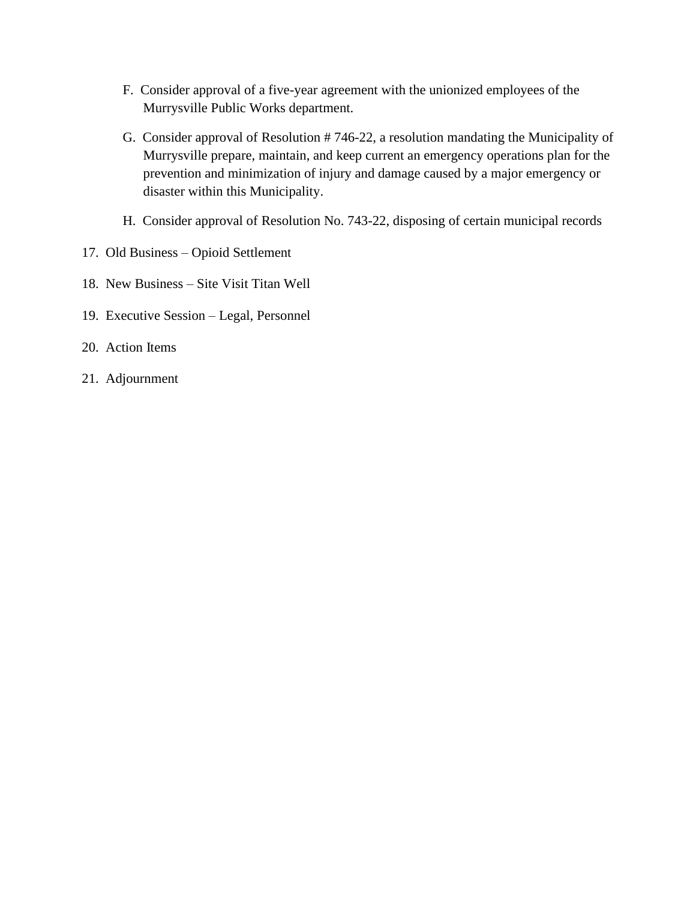F. Consider approval of a five-year agreement with the unionized employees of the Murrysville Public Works department.

G. Consider approval of Resolution # 746-22, a resolution mandating the Municipality of Murrysville prepare, maintain, and keep current an emergency operations plan for the prevention and minimization of injury and damage caused by a major emergency or disaster within this Municipality.

H. Consider approval of Resolution No. 743-22, disposing of certain municipal records

17. Old Business – Opioid Settlement

18. New Business – Site Visit Titan Well

19. Executive Session – Legal, Personnel

20. Action Items

21. Adjournment